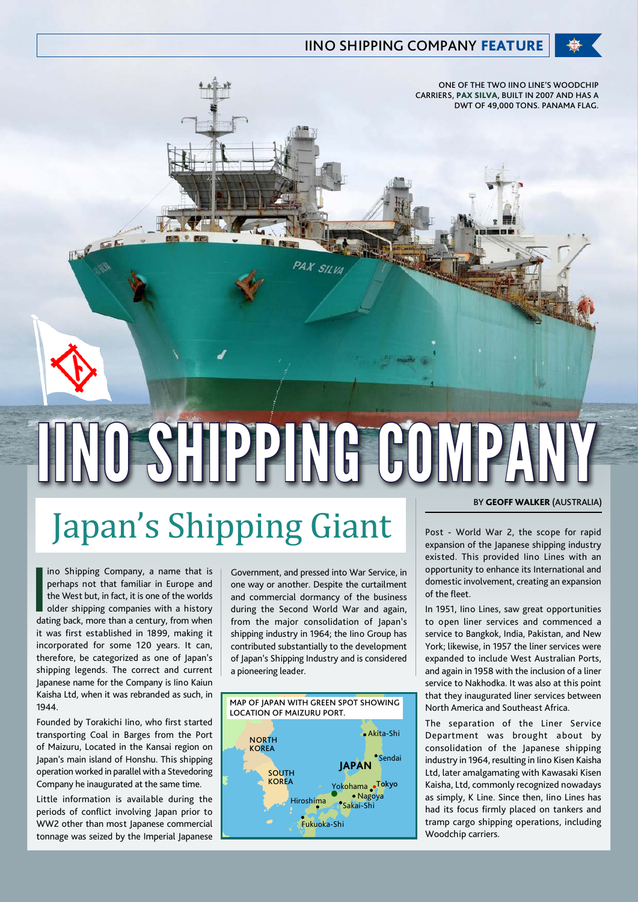ONE OF THE TWO IINO LINE'S WOODCHIP CARRIERS, **PAX SILVA**, BUILT IN 2007 AND HAS A DWT OF 49,000 TONS. PANAMA FLAG.

# IINO SHIPPING COMPANY

## Japan's Shipping Giant

BY **GEOFF WALKER** (AUSTRALIA)

Iino Shipping Company, a name that is perhaps not that familiar in Europe and the West but, in fact, it is one of the worlds older shipping companies with a history dating back, more than a century, from when it was first established in 1899, making it incorporated for some 120 years. It can, therefore, be categorized as one of Japan's shipping legends. The correct and current Japanese name for the Company is Iino Kaiun Kaisha Ltd, when it was rebranded as such, in 1944.

Founded by Torakichi Iino, who first started transporting Coal in Barges from the Port of Maizuru, Located in the Kansai region on Japan's main island of Honshu. This shipping operation worked in parallel with a Stevedoring Company he inaugurated at the same time.

Little information is available during the periods of conflict involving Japan prior to WW2 other than most Japanese commercial tonnage was seized by the Imperial Japanese Government, and pressed into War Service, in one way or another. Despite the curtailment and commercial dormancy of the business during the Second World War and again, from the major consolidation of Japan's shipping industry in 1964; the Iino Group has contributed substantially to the development of Japan's Shipping Industry and is considered a pioneering leader.

MAP OF JAPAN WITH GREEN SPOT SHOWING LOCATION OF MAIZURU PORT.

Post - World War 2, the scope for rapid expansion of the Japanese shipping industry existed. This provided Iino Lines with an opportunity to enhance its International and domestic involvement, creating an expansion of the fleet.

In 1951, Iino Lines, saw great opportunities to open liner services and commenced a service to Bangkok, India, Pakistan, and New York; likewise, in 1957 the liner services were expanded to include West Australian Ports, and again in 1958 with the inclusion of a liner service to Nakhodka. It was also at this point that they inaugurated liner services between North America and Southeast Africa.

The separation of the Liner Service Department was brought about by consolidation of the Japanese shipping industry in 1964, resulting in Iino Kisen Kaisha Ltd, later amalgamating with Kawasaki Kisen Kaisha, Ltd, commonly recognized nowadays as simply, K Line. Since then, Iino Lines has had its focus firmly placed on tankers and tramp cargo shipping operations, including Woodchip carriers.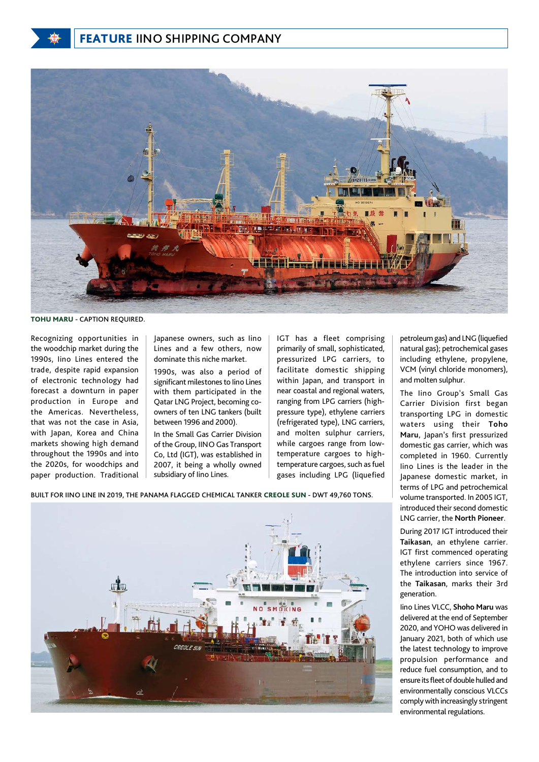# FEATURE IINO SHIPPING COMPANY

**TOHU MARU** - CAPTION REQUIRED.

Recognizing opportunities in the woodchip market during the 1990s, Iino Lines entered the trade, despite rapid expansion of electronic technology had forecast a downturn in paper production in Europe and the Americas. Nevertheless, that was not the case in Asia, with Japan, Korea and China markets showing high demand throughout the 1990s and into the 2020s, for woodchips and paper production. Traditional Japanese owners, such as Iino Lines and a few others, now dominate this niche market.

1990s, was also a period of significant milestones to Iino Lines with them participated in the Qatar LNG Project, becoming co-owners of ten LNG tankers (built between 1996 and 2000).

In the Small Gas Carrier Division of the Group, IINO Gas Transport Co, Ltd (IGT), was established in 2007, it being a wholly owned subsidiary of Iino Lines.

IGT has a fleet comprising primarily of small, sophisticated, pressurized LPG carriers, to facilitate domestic shipping within Japan, and transport in near coastal and regional waters, ranging from LPG carriers (high-pressure type), ethylene carriers (refrigerated type), LNG carriers, and molten sulphur carriers, while cargoes range from low-temperature cargoes to high-temperature cargoes, such as fuel gases including LPG (liquefied petroleum gas) and LNG (liquefied natural gas); petrochemical gases including ethylene, propylene, VCM (vinyl chloride monomers), and molten sulphur.

BUILT FOR IINO LINE IN 2019, THE PANAMA FLAGGED CHEMICAL TANKER **CREOLE SUN** - DWT 49,760 TONS.

The Iino Group's Small Gas Carrier Division first began transporting LPG in domestic waters using their **Toho Maru**, Japan's first pressurized domestic gas carrier, which was completed in 1960. Currently Iino Lines is the leader in the Japanese domestic market, in terms of LPG and petrochemical volume transported. In 2005 IGT, introduced their second domestic LNG carrier, the **North Pioneer**.

During 2017 IGT introduced their **Taikasan**, an ethylene carrier. IGT first commenced operating ethylene carriers since 1967. The introduction into service of the **Taikasan**, marks their 3rd generation.

Iino Lines VLCC, **Shoho Maru** was delivered at the end of September 2020, and YOHO was delivered in January 2021, both of which use the latest technology to improve propulsion performance and reduce fuel consumption, and to ensure its fleet of double hulled and environmentally conscious VLCCs comply with increasingly stringent environmental regulations.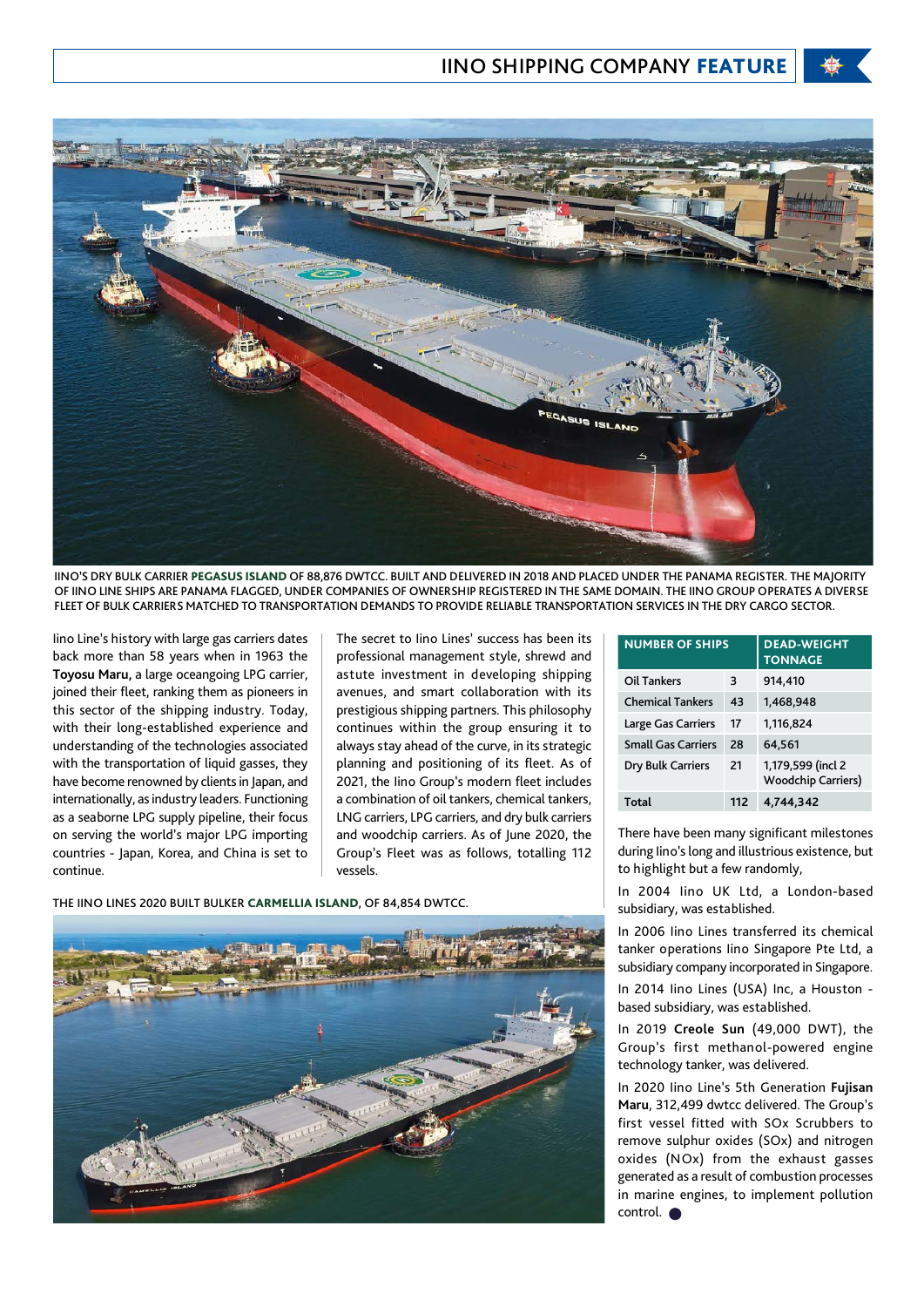IINO'S DRY BULK CARRIER **PEGASUS ISLAND** OF 88,876 DWTCC. BUILT AND DELIVERED IN 2018 AND PLACED UNDER THE PANAMA REGISTER. THE MAJORITY OF IINO LINE SHIPS ARE PANAMA FLAGGED, UNDER COMPANIES OF OWNERSHIP REGISTERED IN THE SAME DOMAIN. THE IINO GROUP OPERATES A DIVERSE FLEET OF BULK CARRIERS MATCHED TO TRANSPORTATION DEMANDS TO PROVIDE RELIABLE TRANSPORTATION SERVICES IN THE DRY CARGO SECTOR.

Iino Line's history with large gas carriers dates back more than 58 years when in 1963 the **Toyosu Maru,** a large oceangoing LPG carrier, joined their fleet, ranking them as pioneers in this sector of the shipping industry. Today, with their long-established experience and understanding of the technologies associated with the transportation of liquid gasses, they have become renowned by clients in Japan, and internationally, as industry leaders. Functioning as a seaborne LPG supply pipeline, their focus on serving the world's major LPG importing countries - Japan, Korea, and China is set to continue.

The secret to Iino Lines' success has been its professional management style, shrewd and astute investment in developing shipping avenues, and smart collaboration with its prestigious shipping partners. This philosophy continues within the group ensuring it to always stay ahead of the curve, in its strategic planning and positioning of its fleet. As of 2021, the Iino Group's modern fleet includes a combination of oil tankers, chemical tankers, LNG carriers, LPG carriers, and dry bulk carriers and woodchip carriers. As of June 2020, the Group's Fleet was as follows, totalling 112 vessels.

| NUMBER OF SHIPS | | DEAD-WEIGHT TONNAGE |
|---|---|---|
| Oil Tankers | 3 | 914,410 |
| Chemical Tankers | 43 | 1,468,948 |
| Large Gas Carriers | 17 | 1,116,824 |
| Small Gas Carriers | 28 | 64,561 |
| Dry Bulk Carriers | 21 | 1,179,599 (incl 2 Woodchip Carriers) |
| Total | 112 | 4,744,342 |

There have been many significant milestones during Iino's long and illustrious existence, but to highlight but a few randomly,

In 2004 Iino UK Ltd, a London-based subsidiary, was established.

In 2006 Iino Lines transferred its chemical tanker operations Iino Singapore Pte Ltd, a subsidiary company incorporated in Singapore.

In 2014 Iino Lines (USA) Inc, a Houston - based subsidiary, was established.

In 2019 **Creole Sun** (49,000 DWT), the Group's first methanol-powered engine technology tanker, was delivered.

In 2020 Iino Line's 5th Generation **Fujisan Maru**, 312,499 dwtcc delivered. The Group's first vessel fitted with SOx Scrubbers to remove sulphur oxides (SOx) and nitrogen oxides (NOx) from the exhaust gasses generated as a result of combustion processes in marine engines, to implement pollution control.

THE IINO LINES 2020 BUILT BULKER **CARMELLIA ISLAND**, OF 84,854 DWTCC.